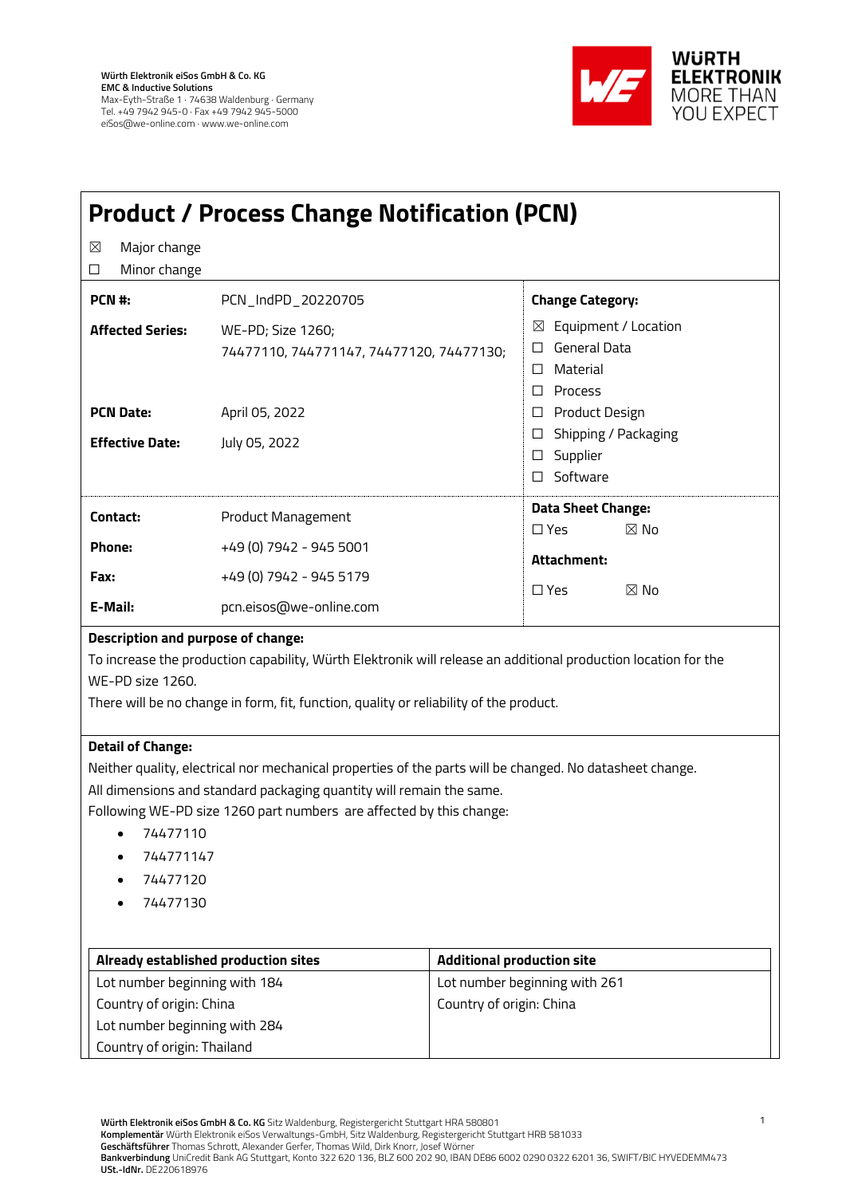Würth Elektronik eiSos GmbH & Co. KG
EMC & Inductive Solutions
Max-Eyth-Straße 1 · 74638 Waldenburg · Germany
Tel. +49 7942 945-0 · Fax +49 7942 945-5000
eiSos@we-online.com · www.we-online.com

# Product / Process Change Notification (PCN)

☒ Major change
☐ Minor change

| | | |
|---|---|---|
| **PCN #:** | PCN_IndPD_20220705 | **Change Category:** |
| **Affected Series:** | WE-PD; Size 1260; 74477110, 744771147, 74477120, 74477130; | ☒ Equipment / Location<br>☐ General Data<br>☐ Material<br>☐ Process |
| **PCN Date:** | April 05, 2022 | ☐ Product Design |
| **Effective Date:** | July 05, 2022 | ☐ Shipping / Packaging<br>☐ Supplier<br>☐ Software |
| **Contact:** | Product Management | **Data Sheet Change:**<br>☐ Yes ☒ No |
| **Phone:** | +49 (0) 7942 - 945 5001 | **Attachment:** |
| **Fax:** | +49 (0) 7942 - 945 5179 | ☐ Yes ☒ No |
| **E-Mail:** | pcn.eisos@we-online.com | |

**Description and purpose of change:**

To increase the production capability, Würth Elektronik will release an additional production location for the WE-PD size 1260.

There will be no change in form, fit, function, quality or reliability of the product.

**Detail of Change:**

Neither quality, electrical nor mechanical properties of the parts will be changed. No datasheet change.

All dimensions and standard packaging quantity will remain the same.

Following WE-PD size 1260 part numbers are affected by this change:

- 74477110
- 744771147
- 74477120
- 74477130

| Already established production sites | Additional production site |
|---|---|
| Lot number beginning with 184 | Lot number beginning with 261 |
| Country of origin: China | Country of origin: China |
| Lot number beginning with 284 | |
| Country of origin: Thailand | |

**Würth Elektronik eiSos GmbH & Co. KG** Sitz Waldenburg, Registergericht Stuttgart HRA 580801
**Komplementär** Würth Elektronik eiSos Verwaltungs-GmbH, Sitz Waldenburg, Registergericht Stuttgart HRB 581033
**Geschäftsführer** Thomas Schrott, Alexander Gerfer, Thomas Wild, Dirk Knorr, Josef Wörner
**Bankverbindung** UniCredit Bank AG Stuttgart, Konto 322 620 136, BLZ 600 202 90, IBAN DE86 6002 0290 0322 6201 36, SWIFT/BIC HYVEDEMM473
**USt.-IdNr.** DE220618976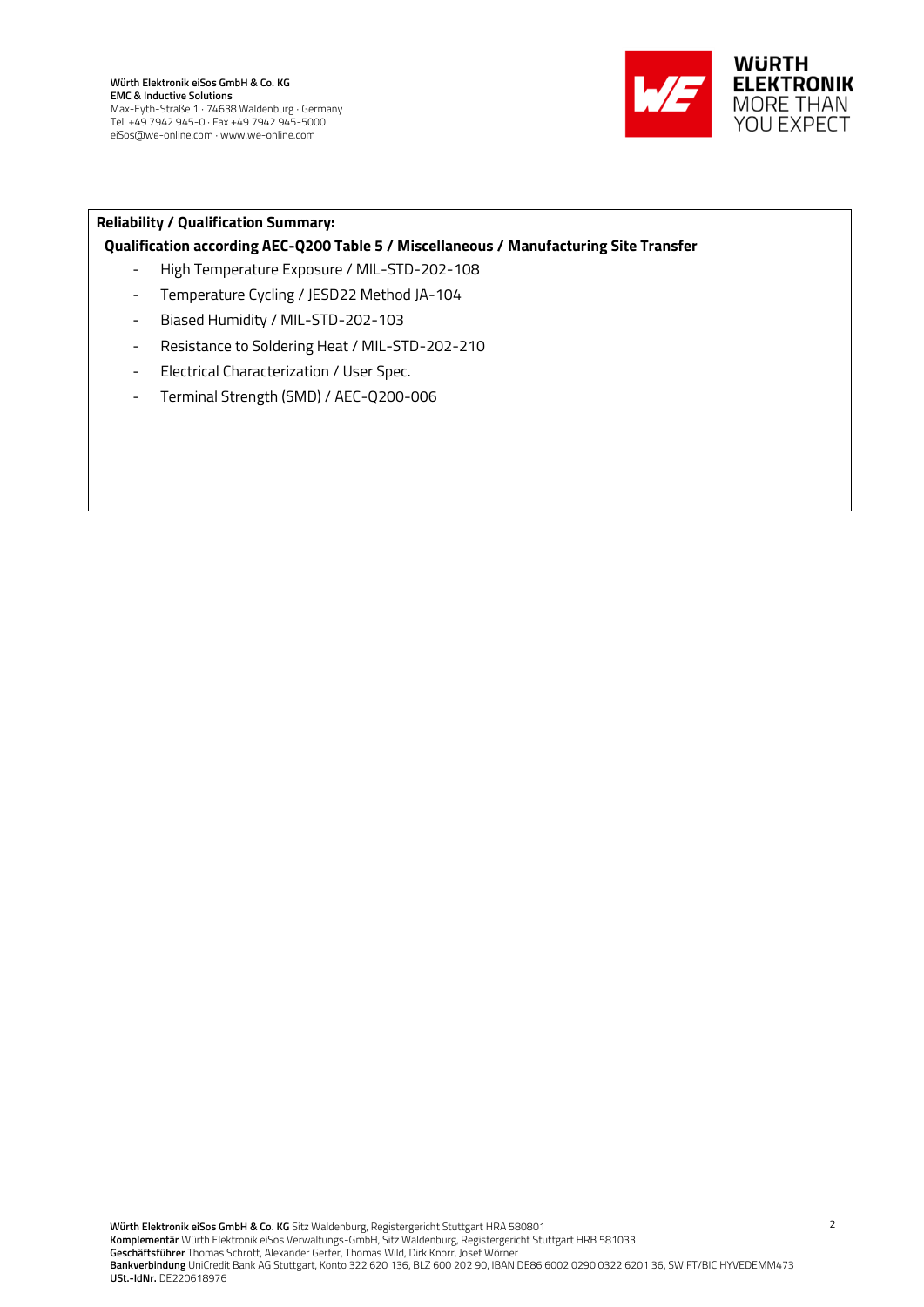**Reliability / Qualification Summary:**

**Qualification according AEC-Q200 Table 5 / Miscellaneous / Manufacturing Site Transfer**

- High Temperature Exposure / MIL-STD-202-108
- Temperature Cycling / JESD22 Method JA-104
- Biased Humidity / MIL-STD-202-103
- Resistance to Soldering Heat / MIL-STD-202-210
- Electrical Characterization / User Spec.
- Terminal Strength (SMD) / AEC-Q200-006